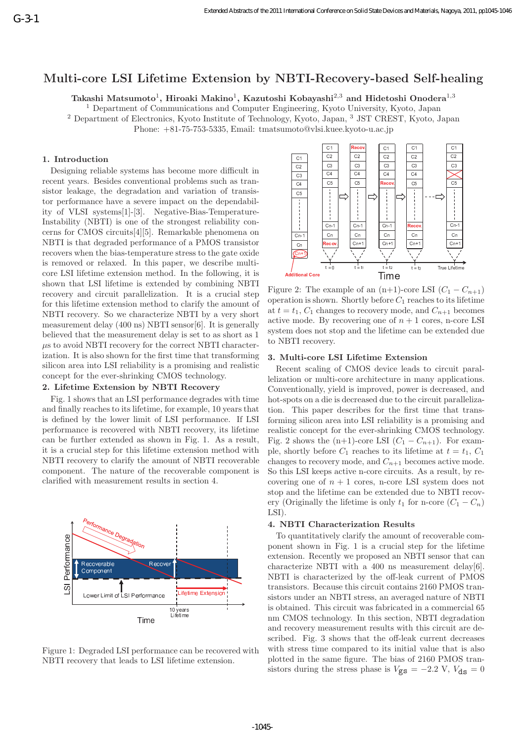# Multi-core LSI Lifetime Extension by NBTI-Recovery-based Self-healing

**Takashi Matsumoto**[1], **Hiroaki Makino**[1], **Kazutoshi Kobayashi**[2,3] **and Hidetoshi Onodera**[1,3]

[1] Department of Communications and Computer Engineering, Kyoto University, Kyoto, Japan
[2] Department of Electronics, Kyoto Institute of Technology, Kyoto, Japan, [3] JST CREST, Kyoto, Japan
Phone: +81-75-753-5335, Email: tmatsumoto@vlsi.kuee.kyoto-u.ac.jp

## 1. Introduction

Designing reliable systems has become more difficult in recent years. Besides conventional problems such as transistor leakage, the degradation and variation of transistor performance have a severe impact on the dependability of VLSI systems[1]-[3]. Negative-Bias-Temperature-Instability (NBTI) is one of the strongest reliability concerns for CMOS circuits[4][5]. Remarkable phenomena on NBTI is that degraded performance of a PMOS transistor recovers when the bias-temperature stress to the gate oxide is removed or relaxed. In this paper, we describe multi-core LSI lifetime extension method. In the following, it is shown that LSI lifetime is extended by combining NBTI recovery and circuit parallelization. It is a crucial step for this lifetime extension method to clarify the amount of NBTI recovery. So we characterize NBTI by a very short measurement delay (400 ns) NBTI sensor[6]. It is generally believed that the measurement delay is set to as short as 1 $\mu$s to avoid NBTI recovery for the correct NBTI characterization. It is also shown for the first time that transforming silicon area into LSI reliability is a promising and realistic concept for the ever-shrinking CMOS technology.

## 2. Lifetime Extension by NBTI Recovery

Fig. 1 shows that an LSI performance degrades with time and finally reaches to its lifetime, for example, 10 years that is defined by the lower limit of LSI performance. If LSI performance is recovered with NBTI recovery, its lifetime can be further extended as shown in Fig. 1. As a result, it is a crucial step for this lifetime extension method with NBTI recovery to clarify the amount of NBTI recoverable component. The nature of the recoverable component is clarified with measurement results in section 4.

Figure 1: Degraded LSI performance can be recovered with NBTI recovery that leads to LSI lifetime extension.

Figure 2: The example of an (n+1)-core LSI ($C_1 - C_{n+1}$) operation is shown. Shortly before $C_1$ reaches to its lifetime at $t = t_1$, $C_1$ changes to recovery mode, and $C_{n+1}$ becomes active mode. By recovering one of $n+1$ cores, n-core LSI system does not stop and the lifetime can be extended due to NBTI recovery.

## 3. Multi-core LSI Lifetime Extension

Recent scaling of CMOS device leads to circuit parallelization or multi-core architecture in many applications. Conventionally, yield is improved, power is decreased, and hot-spots on a die is decreased due to the circuit parallelization. This paper describes for the first time that transforming silicon area into LSI reliability is a promising and realistic concept for the ever-shrinking CMOS technology. Fig. 2 shows the (n+1)-core LSI ($C_1 - C_{n+1}$). For example, shortly before $C_1$ reaches to its lifetime at $t = t_1$, $C_1$ changes to recovery mode, and $C_{n+1}$ becomes active mode. So this LSI keeps active n-core circuits. As a result, by recovering one of $n+1$ cores, n-core LSI system does not stop and the lifetime can be extended due to NBTI recovery (Originally the lifetime is only $t_1$ for n-core ($C_1 - C_n$) LSI).

## 4. NBTI Characterization Results

To quantitatively clarify the amount of recoverable component shown in Fig. 1 is a crucial step for the lifetime extension. Recently we proposed an NBTI sensor that can characterize NBTI with a 400 ns measurement delay[6]. NBTI is characterized by the off-leak current of PMOS transistors. Because this circuit contains 2160 PMOS transistors under an NBTI stress, an averaged nature of NBTI is obtained. This circuit was fabricated in a commercial 65 nm CMOS technology. In this section, NBTI degradation and recovery measurement results with this circuit are described. Fig. 3 shows that the off-leak current decreases with stress time compared to its initial value that is also plotted in the same figure. The bias of 2160 PMOS transistors during the stress phase is $V_{gs} = -2.2$ V, $V_{ds} = 0$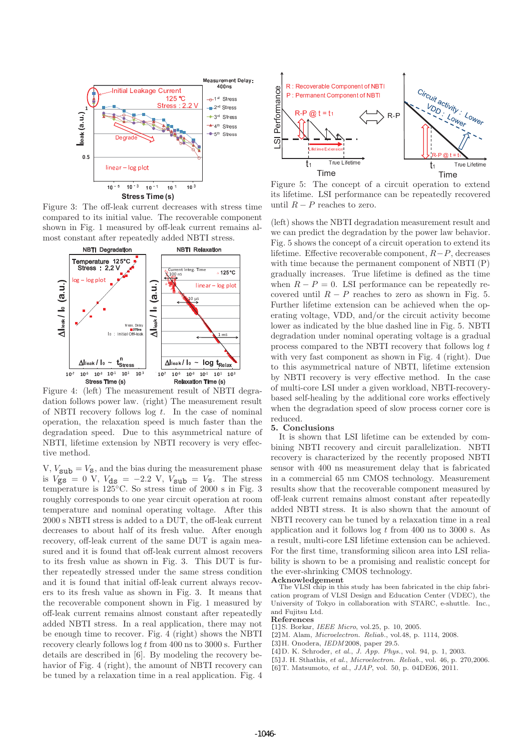Measurement Delay: 400ns

Initial Leakage Current

125 °C

Stress : 2.2 V

1st Stress

2nd Stress

3rd Stress

4th Stress

5th Stress

Degrade

linear – log plot

Ileak (a.u.)

1

0.5

$10^{-5}$ $10^{-3}$ $10^{-1}$ $10^{1}$ $10^{3}$

Stress Time (s)

Figure 3: The off-leak current decreases with stress time compared to its initial value. The recoverable component shown in Fig. 1 measured by off-leak current remains almost constant after repeatedly added NBTI stress.

NBTI Degradation

Temperature 125°C

Stress : 2.2 V

log – log plot

Meas. Delay 275ns

I0 : Initial Off-leak

$\Delta I_{leak} / I_0$ (a.u.)

$\Delta I_{leak} / I_0 \sim t^n_{Stress}$

$10^{-7}$ $10^{-5}$ $10^{-3}$ $10^{-1}$ $10^{1}$ $10^{3}$

Stress Time (s)

NBTI Relaxation

Current Integ. Time 100 ns

125°C

linear – log plot

10 μs

1 ms

$\Delta I_{leak} / I_0$ (a.u.)

$\Delta I_{leak} / I_0 \sim \log t_{Relax}$

$10^{-7}$ $10^{-5}$ $10^{-3}$ $10^{-1}$ $10^{1}$ $10^{3}$

Relaxation Time (s)

Figure 4: (left) The measurement result of NBTI degradation follows power law. (right) The measurement result of NBTI recovery follows log $t$. In the case of nominal operation, the relaxation speed is much faster than the degradation speed. Due to this asymmetrical nature of NBTI, lifetime extension by NBTI recovery is very effective method.

V, $V_{sub} = V_S$, and the bias during the measurement phase is $V_{gs} = 0$ V, $V_{ds} = -2.2$ V, $V_{sub} = V_S$. The stress temperature is 125°C. So stress time of 2000 s in Fig. 3 roughly corresponds to one year circuit operation at room temperature and nominal operating voltage. After this 2000 s NBTI stress is added to a DUT, the off-leak current decreases to about half of its fresh value. After enough recovery, off-leak current of the same DUT is again measured and it is found that off-leak current almost recovers to its fresh value as shown in Fig. 3. This DUT is further repeatedly stressed under the same stress condition and it is found that initial off-leak current always recovers to its fresh value as shown in Fig. 3. It means that the recoverable component shown in Fig. 1 measured by off-leak current remains almost constant after repeatedly added NBTI stress. In a real application, there may not be enough time to recover. Fig. 4 (right) shows the NBTI recovery clearly follows log $t$ from 400 ns to 3000 s. Further details are described in [6]. By modeling the recovery behavior of Fig. 4 (right), the amount of NBTI recovery can be tuned by a relaxation time in a real application. Fig. 4

R : Recoverable Component of NBTI

P : Permanent Component of NBTI

LSI Performance

R-P @ t = t1

R-P

Lifetime Extension

t1

True Lifetime

Time

Circuit activity : Lower

VDD : Lower

R-P @ t = t1

t1

True Lifetime

Time

Figure 5: The concept of a circuit operation to extend its lifetime. LSI performance can be repeatedly recovered until $R - P$ reaches to zero.

(left) shows the NBTI degradation measurement result and we can predict the degradation by the power law behavior. Fig. 5 shows the concept of a circuit operation to extend its lifetime. Effective recoverable component, $R-P$, decreases with time because the permanent component of NBTI (P) gradually increases. True lifetime is defined as the time when $R - P = 0$. LSI performance can be repeatedly recovered until $R - P$ reaches to zero as shown in Fig. 5. Further lifetime extension can be achieved when the operating voltage, VDD, and/or the circuit activity become lower as indicated by the blue dashed line in Fig. 5. NBTI degradation under nominal operating voltage is a gradual process compared to the NBTI recovery that follows log $t$ with very fast component as shown in Fig. 4 (right). Due to this asymmetrical nature of NBTI, lifetime extension by NBTI recovery is very effective method. In the case of multi-core LSI under a given workload, NBTI-recovery-based self-healing by the additional core works effectively when the degradation speed of slow process corner core is reduced.

## 5. Conclusions

It is shown that LSI lifetime can be extended by combining NBTI recovery and circuit parallelization. NBTI recovery is characterized by the recently proposed NBTI sensor with 400 ns measurement delay that is fabricated in a commercial 65 nm CMOS technology. Measurement results show that the recoverable component measured by off-leak current remains almost constant after repeatedly added NBTI stress. It is also shown that the amount of NBTI recovery can be tuned by a relaxation time in a real application and it follows log $t$ from 400 ns to 3000 s. As a result, multi-core LSI lifetime extension can be achieved. For the first time, transforming silicon area into LSI reliability is shown to be a promising and realistic concept for the ever-shrinking CMOS technology.

**Acknowledgement**

The VLSI chip in this study has been fabricated in the chip fabrication program of VLSI Design and Education Center (VDEC), the University of Tokyo in collaboration with STARC, e-shuttle. Inc., and Fujitsu Ltd.

**References**

[1] S. Borkar, *IEEE Micro*, vol.25, p. 10, 2005.

[2] M. Alam, *Microelectron. Reliab.*, vol.48, p. 1114, 2008.

[3] H. Onodera, *IEDM* 2008, paper 29.5.

[4] D. K. Schroder, *et al.*, *J. App. Phys.*, vol. 94, p. 1, 2003.

[5] J. H. Sthathis, *et al.*, *Microelectron. Reliab.*, vol. 46, p. 270, 2006.

[6] T. Matsumoto, *et al.*, *JJAP*, vol. 50, p. 04DE06, 2011.